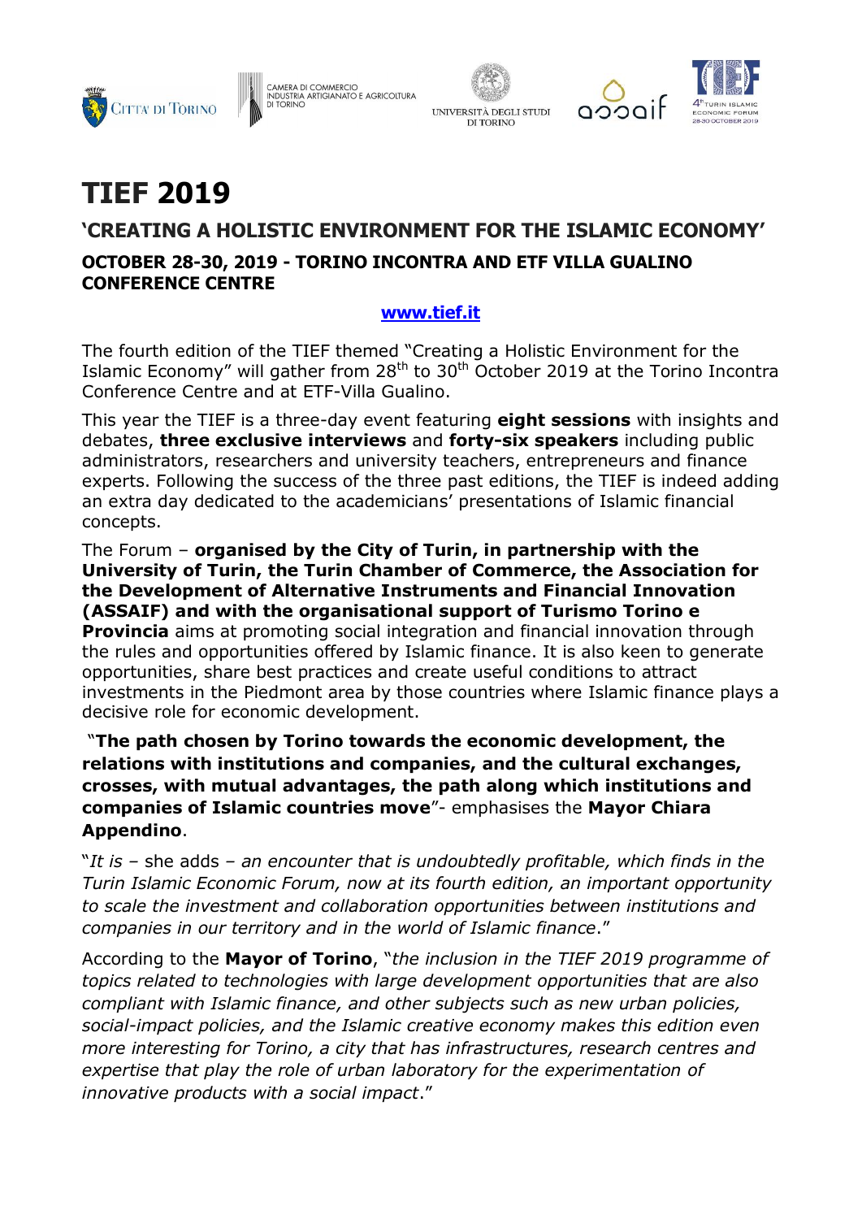# TIEF 2019

## 'CREATING A HOLISTIC ENVIRONMENT FOR THE ISLAMIC ECONOMY'

### OCTOBER 28-30, 2019 - TORINO INCONTRA AND ETF VILLA GUALINO CONFERENCE CENTRE

**www.tief.it**

The fourth edition of the TIEF themed "Creating a Holistic Environment for the Islamic Economy" will gather from 28th to 30th October 2019 at the Torino Incontra Conference Centre and at ETF-Villa Gualino.

This year the TIEF is a three-day event featuring **eight sessions** with insights and debates, **three exclusive interviews** and **forty-six speakers** including public administrators, researchers and university teachers, entrepreneurs and finance experts. Following the success of the three past editions, the TIEF is indeed adding an extra day dedicated to the academicians' presentations of Islamic financial concepts.

The Forum – **organised by the City of Turin, in partnership with the University of Turin, the Turin Chamber of Commerce, the Association for the Development of Alternative Instruments and Financial Innovation (ASSAIF) and with the organisational support of Turismo Torino e Provincia** aims at promoting social integration and financial innovation through the rules and opportunities offered by Islamic finance. It is also keen to generate opportunities, share best practices and create useful conditions to attract investments in the Piedmont area by those countries where Islamic finance plays a decisive role for economic development.

"**The path chosen by Torino towards the economic development, the relations with institutions and companies, and the cultural exchanges, crosses, with mutual advantages, the path along which institutions and companies of Islamic countries move**"- emphasises the **Mayor Chiara Appendino**.

"*It is* – she adds – *an encounter that is undoubtedly profitable, which finds in the Turin Islamic Economic Forum, now at its fourth edition, an important opportunity to scale the investment and collaboration opportunities between institutions and companies in our territory and in the world of Islamic finance*."

According to the **Mayor of Torino**, "*the inclusion in the TIEF 2019 programme of topics related to technologies with large development opportunities that are also compliant with Islamic finance, and other subjects such as new urban policies, social-impact policies, and the Islamic creative economy makes this edition even more interesting for Torino, a city that has infrastructures, research centres and expertise that play the role of urban laboratory for the experimentation of innovative products with a social impact*."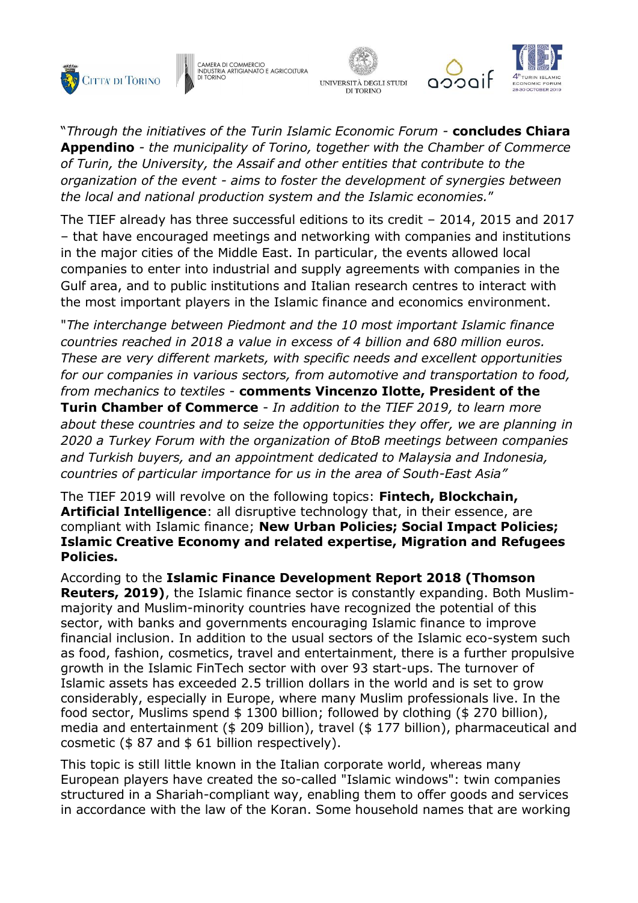"*Through the initiatives of the Turin Islamic Economic Forum* - **concludes Chiara Appendino** - *the municipality of Torino, together with the Chamber of Commerce of Turin, the University, the Assaif and other entities that contribute to the organization of the event - aims to foster the development of synergies between the local and national production system and the Islamic economies.*"

The TIEF already has three successful editions to its credit – 2014, 2015 and 2017 – that have encouraged meetings and networking with companies and institutions in the major cities of the Middle East. In particular, the events allowed local companies to enter into industrial and supply agreements with companies in the Gulf area, and to public institutions and Italian research centres to interact with the most important players in the Islamic finance and economics environment.

"*The interchange between Piedmont and the 10 most important Islamic finance countries reached in 2018 a value in excess of 4 billion and 680 million euros. These are very different markets, with specific needs and excellent opportunities for our companies in various sectors, from automotive and transportation to food, from mechanics to textiles* - **comments Vincenzo Ilotte, President of the Turin Chamber of Commerce** - *In addition to the TIEF 2019, to learn more about these countries and to seize the opportunities they offer, we are planning in 2020 a Turkey Forum with the organization of BtoB meetings between companies and Turkish buyers, and an appointment dedicated to Malaysia and Indonesia, countries of particular importance for us in the area of South-East Asia*"

The TIEF 2019 will revolve on the following topics: **Fintech, Blockchain, Artificial Intelligence**: all disruptive technology that, in their essence, are compliant with Islamic finance; **New Urban Policies; Social Impact Policies; Islamic Creative Economy and related expertise, Migration and Refugees Policies.**

According to the **Islamic Finance Development Report 2018 (Thomson Reuters, 2019)**, the Islamic finance sector is constantly expanding. Both Muslim-majority and Muslim-minority countries have recognized the potential of this sector, with banks and governments encouraging Islamic finance to improve financial inclusion. In addition to the usual sectors of the Islamic eco-system such as food, fashion, cosmetics, travel and entertainment, there is a further propulsive growth in the Islamic FinTech sector with over 93 start-ups. The turnover of Islamic assets has exceeded 2.5 trillion dollars in the world and is set to grow considerably, especially in Europe, where many Muslim professionals live. In the food sector, Muslims spend $ 1300 billion; followed by clothing ($ 270 billion), media and entertainment ($ 209 billion), travel ($ 177 billion), pharmaceutical and cosmetic ($ 87 and $ 61 billion respectively).

This topic is still little known in the Italian corporate world, whereas many European players have created the so-called "Islamic windows": twin companies structured in a Shariah-compliant way, enabling them to offer goods and services in accordance with the law of the Koran. Some household names that are working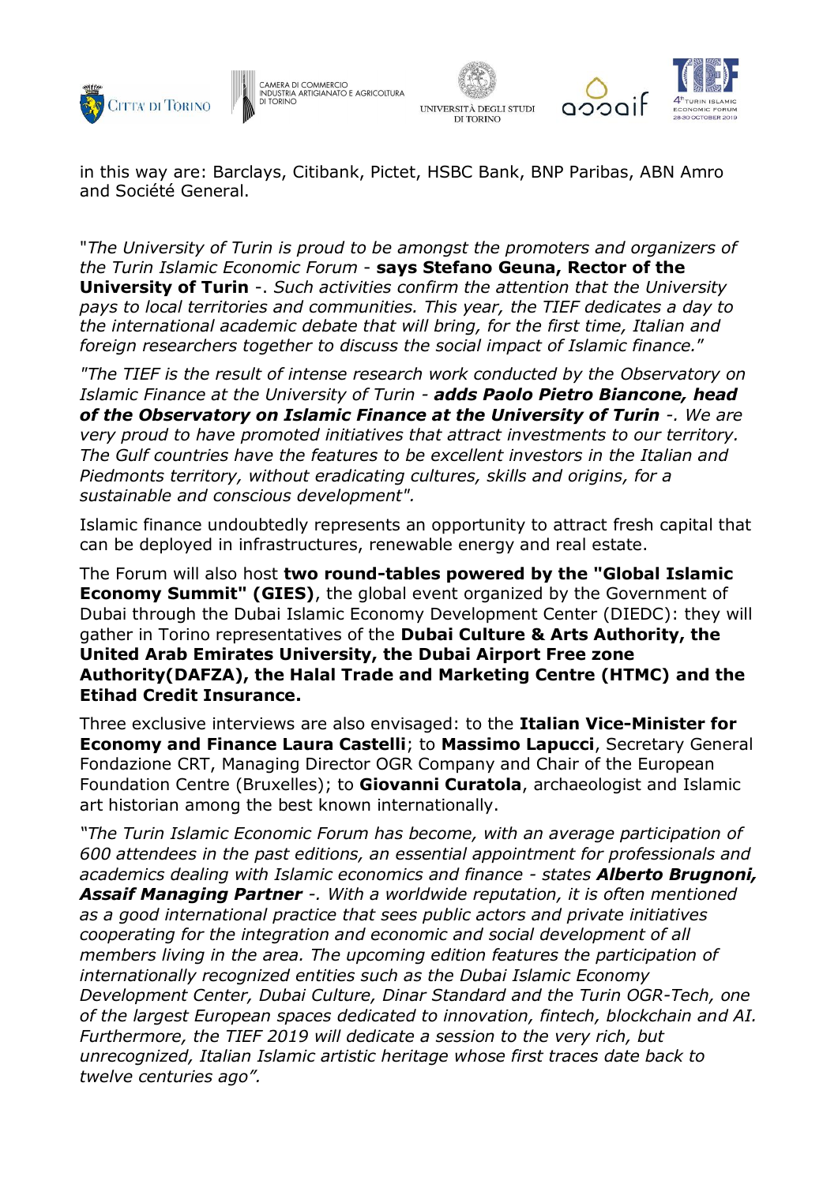in this way are: Barclays, Citibank, Pictet, HSBC Bank, BNP Paribas, ABN Amro and Société General.

"*The University of Turin is proud to be amongst the promoters and organizers of the Turin Islamic Economic Forum -* **says Stefano Geuna, Rector of the University of Turin** -. *Such activities confirm the attention that the University pays to local territories and communities. This year, the TIEF dedicates a day to the international academic debate that will bring, for the first time, Italian and foreign researchers together to discuss the social impact of Islamic finance.*"

*"The TIEF is the result of intense research work conducted by the Observatory on Islamic Finance at the University of Turin -* ***adds Paolo Pietro Biancone, head of the Observatory on Islamic Finance at the University of Turin*** *-. We are very proud to have promoted initiatives that attract investments to our territory. The Gulf countries have the features to be excellent investors in the Italian and Piedmonts territory, without eradicating cultures, skills and origins, for a sustainable and conscious development".*

Islamic finance undoubtedly represents an opportunity to attract fresh capital that can be deployed in infrastructures, renewable energy and real estate.

The Forum will also host **two round-tables powered by the "Global Islamic Economy Summit" (GIES)**, the global event organized by the Government of Dubai through the Dubai Islamic Economy Development Center (DIEDC): they will gather in Torino representatives of the **Dubai Culture & Arts Authority, the United Arab Emirates University, the Dubai Airport Free zone Authority(DAFZA), the Halal Trade and Marketing Centre (HTMC) and the Etihad Credit Insurance.**

Three exclusive interviews are also envisaged: to the **Italian Vice-Minister for Economy and Finance Laura Castelli**; to **Massimo Lapucci**, Secretary General Fondazione CRT, Managing Director OGR Company and Chair of the European Foundation Centre (Bruxelles); to **Giovanni Curatola**, archaeologist and Islamic art historian among the best known internationally.

*"The Turin Islamic Economic Forum has become, with an average participation of 600 attendees in the past editions, an essential appointment for professionals and academics dealing with Islamic economics and finance - states* ***Alberto Brugnoni, Assaif Managing Partner*** *-. With a worldwide reputation, it is often mentioned as a good international practice that sees public actors and private initiatives cooperating for the integration and economic and social development of all members living in the area. The upcoming edition features the participation of internationally recognized entities such as the Dubai Islamic Economy Development Center, Dubai Culture, Dinar Standard and the Turin OGR-Tech, one of the largest European spaces dedicated to innovation, fintech, blockchain and AI. Furthermore, the TIEF 2019 will dedicate a session to the very rich, but unrecognized, Italian Islamic artistic heritage whose first traces date back to twelve centuries ago".*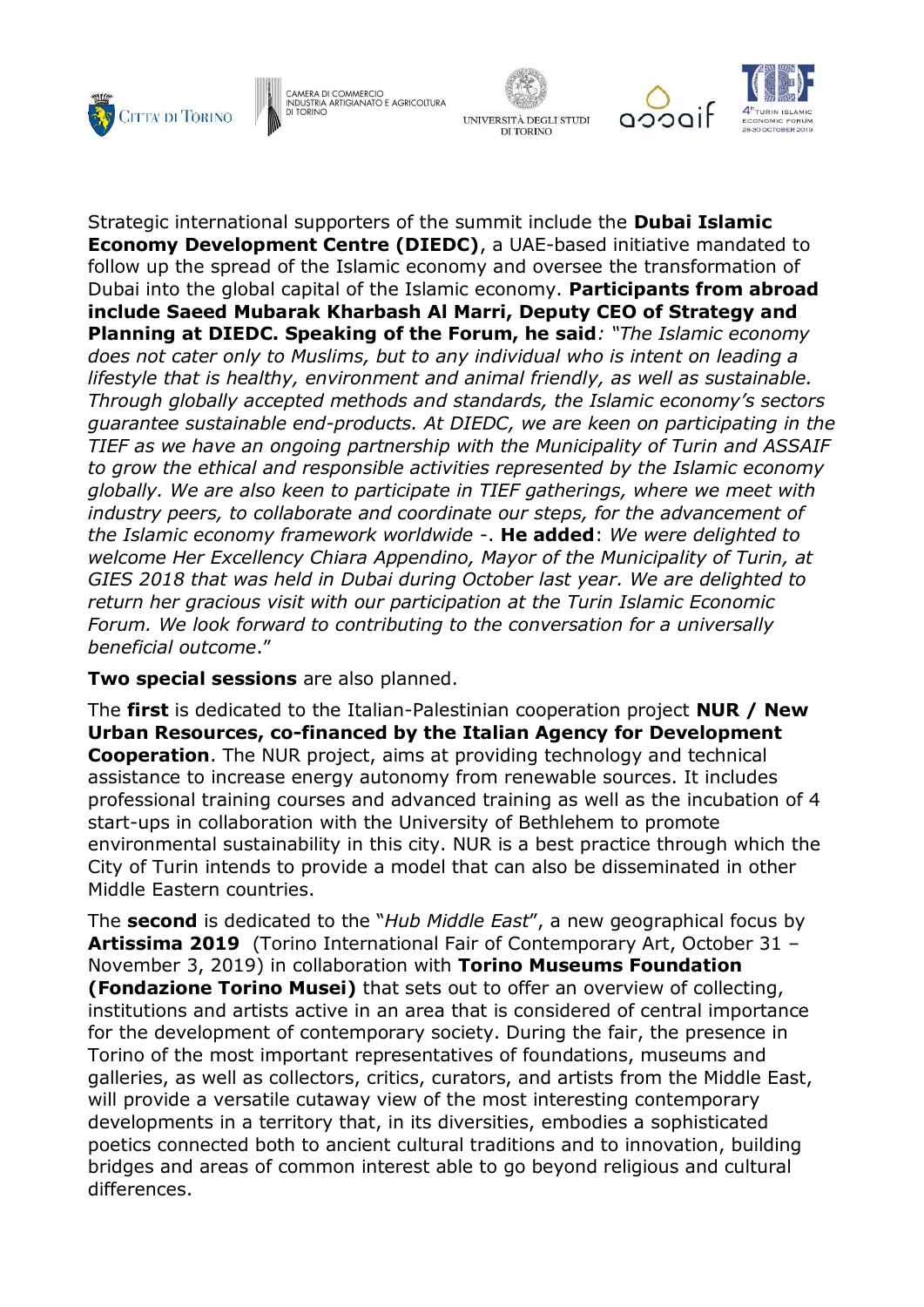Strategic international supporters of the summit include the **Dubai Islamic Economy Development Centre (DIEDC)**, a UAE-based initiative mandated to follow up the spread of the Islamic economy and oversee the transformation of Dubai into the global capital of the Islamic economy. **Participants from abroad include Saeed Mubarak Kharbash Al Marri, Deputy CEO of Strategy and Planning at DIEDC. Speaking of the Forum, he said***: "The Islamic economy does not cater only to Muslims, but to any individual who is intent on leading a lifestyle that is healthy, environment and animal friendly, as well as sustainable. Through globally accepted methods and standards, the Islamic economy's sectors guarantee sustainable end-products. At DIEDC, we are keen on participating in the TIEF as we have an ongoing partnership with the Municipality of Turin and ASSAIF to grow the ethical and responsible activities represented by the Islamic economy globally. We are also keen to participate in TIEF gatherings, where we meet with industry peers, to collaborate and coordinate our steps, for the advancement of the Islamic economy framework worldwide -*. **He added**: *We were delighted to welcome Her Excellency Chiara Appendino, Mayor of the Municipality of Turin, at GIES 2018 that was held in Dubai during October last year. We are delighted to return her gracious visit with our participation at the Turin Islamic Economic Forum. We look forward to contributing to the conversation for a universally beneficial outcome*."

**Two special sessions** are also planned.

The **first** is dedicated to the Italian-Palestinian cooperation project **NUR / New Urban Resources, co-financed by the Italian Agency for Development Cooperation**. The NUR project, aims at providing technology and technical assistance to increase energy autonomy from renewable sources. It includes professional training courses and advanced training as well as the incubation of 4 start-ups in collaboration with the University of Bethlehem to promote environmental sustainability in this city. NUR is a best practice through which the City of Turin intends to provide a model that can also be disseminated in other Middle Eastern countries.

The **second** is dedicated to the "*Hub Middle East*", a new geographical focus by **Artissima 2019** (Torino International Fair of Contemporary Art, October 31 – November 3, 2019) in collaboration with **Torino Museums Foundation (Fondazione Torino Musei)** that sets out to offer an overview of collecting, institutions and artists active in an area that is considered of central importance for the development of contemporary society. During the fair, the presence in Torino of the most important representatives of foundations, museums and galleries, as well as collectors, critics, curators, and artists from the Middle East, will provide a versatile cutaway view of the most interesting contemporary developments in a territory that, in its diversities, embodies a sophisticated poetics connected both to ancient cultural traditions and to innovation, building bridges and areas of common interest able to go beyond religious and cultural differences.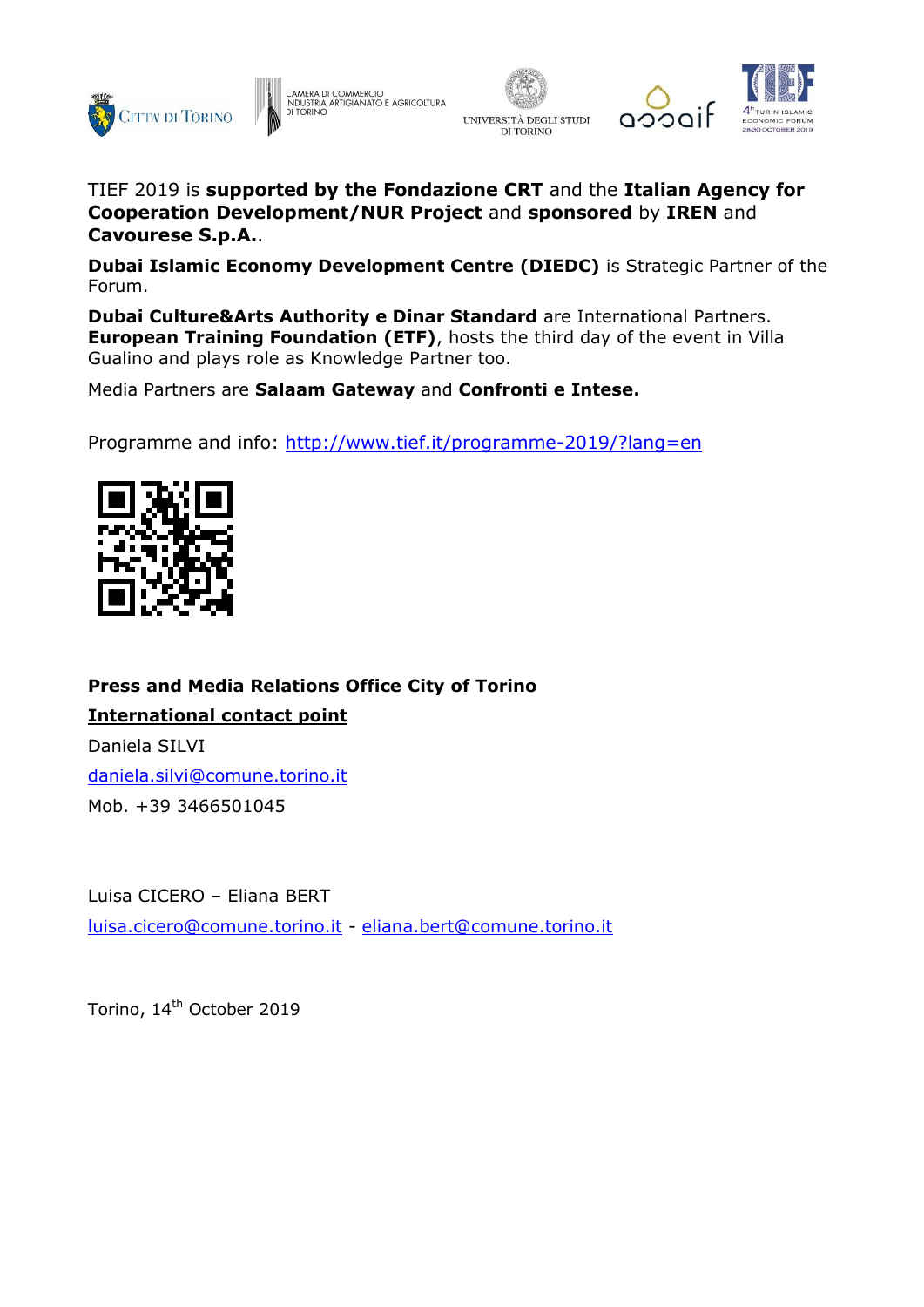TIEF 2019 is **supported by the Fondazione CRT** and the **Italian Agency for Cooperation Development/NUR Project** and **sponsored** by **IREN** and **Cavourese S.p.A.**.

**Dubai Islamic Economy Development Centre (DIEDC)** is Strategic Partner of the Forum.

**Dubai Culture&Arts Authority e Dinar Standard** are International Partners.
**European Training Foundation (ETF)**, hosts the third day of the event in Villa Gualino and plays role as Knowledge Partner too.

Media Partners are **Salaam Gateway** and **Confronti e Intese.**

Programme and info: http://www.tief.it/programme-2019/?lang=en

**Press and Media Relations Office City of Torino**

**International contact point**

Daniela SILVI

daniela.silvi@comune.torino.it

Mob. +39 3466501045

Luisa CICERO – Eliana BERT

luisa.cicero@comune.torino.it - eliana.bert@comune.torino.it

Torino, 14th October 2019